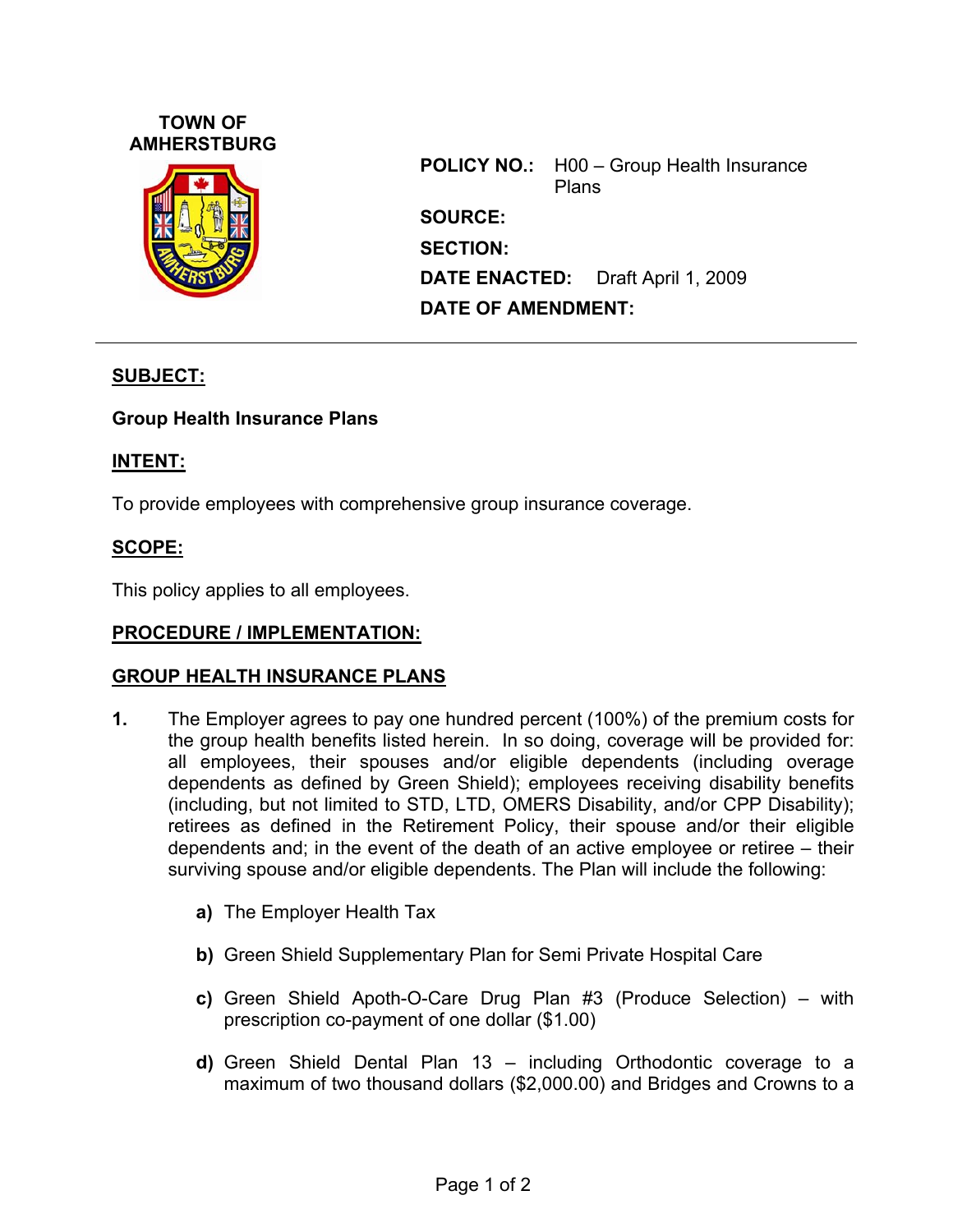**TOWN OF AMHERSTBURG**

**POLICY NO.:** H00 – Group Health Insurance Plans

**SOURCE:**

**SECTION:**

**DATE ENACTED:** Draft April 1, 2009

**DATE OF AMENDMENT:**

---

## SUBJECT:

**Group Health Insurance Plans**

## INTENT:

To provide employees with comprehensive group insurance coverage.

## SCOPE:

This policy applies to all employees.

## PROCEDURE / IMPLEMENTATION:

## GROUP HEALTH INSURANCE PLANS

**1.** The Employer agrees to pay one hundred percent (100%) of the premium costs for the group health benefits listed herein. In so doing, coverage will be provided for: all employees, their spouses and/or eligible dependents (including overage dependents as defined by Green Shield); employees receiving disability benefits (including, but not limited to STD, LTD, OMERS Disability, and/or CPP Disability); retirees as defined in the Retirement Policy, their spouse and/or their eligible dependents and; in the event of the death of an active employee or retiree – their surviving spouse and/or eligible dependents. The Plan will include the following:

- **a)** The Employer Health Tax
- **b)** Green Shield Supplementary Plan for Semi Private Hospital Care
- **c)** Green Shield Apoth-O-Care Drug Plan #3 (Produce Selection) – with prescription co-payment of one dollar ($1.00)
- **d)** Green Shield Dental Plan 13 – including Orthodontic coverage to a maximum of two thousand dollars ($2,000.00) and Bridges and Crowns to a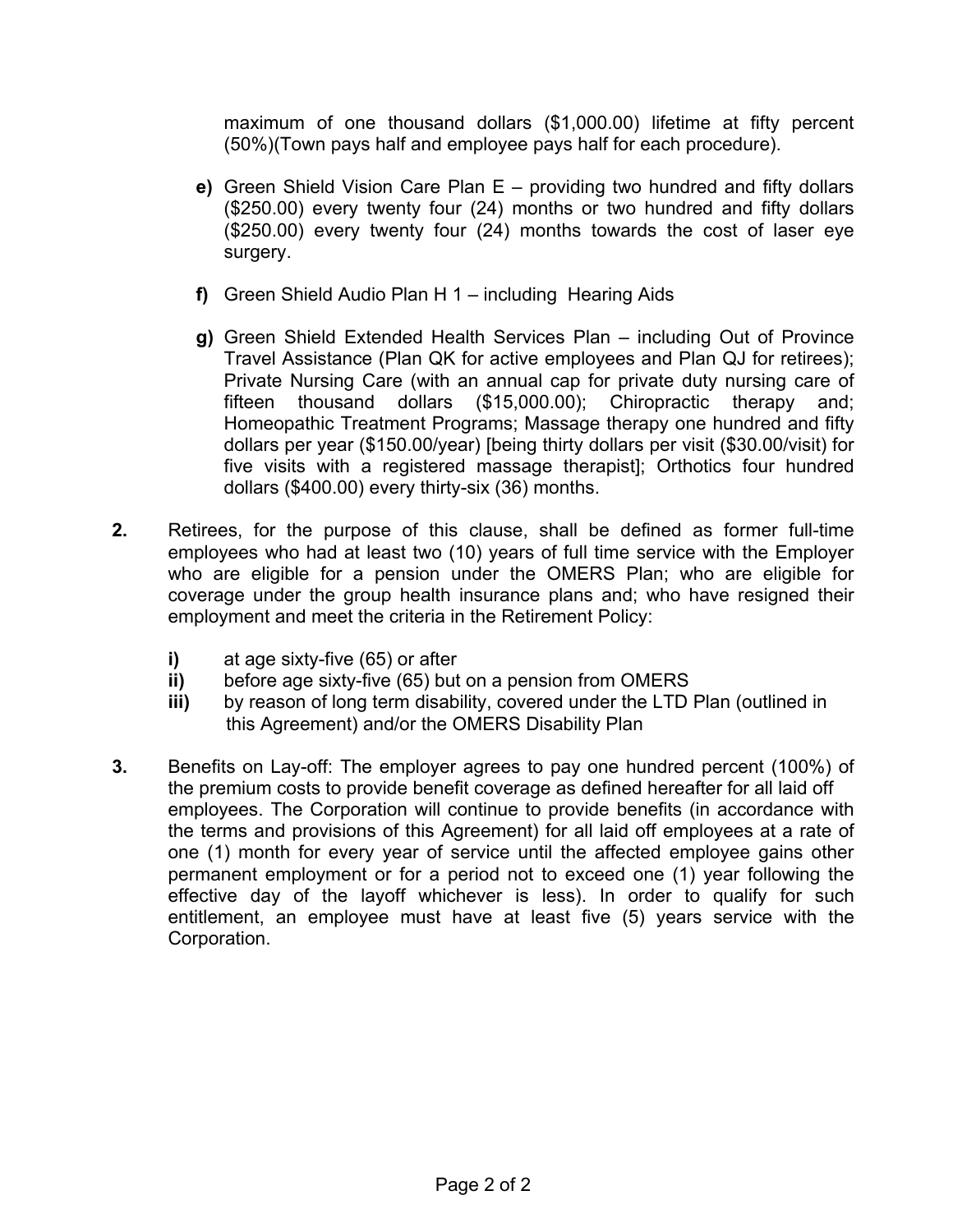maximum of one thousand dollars ($1,000.00) lifetime at fifty percent (50%)(Town pays half and employee pays half for each procedure).

**e)** Green Shield Vision Care Plan E – providing two hundred and fifty dollars ($250.00) every twenty four (24) months or two hundred and fifty dollars ($250.00) every twenty four (24) months towards the cost of laser eye surgery.

**f)** Green Shield Audio Plan H 1 – including Hearing Aids

**g)** Green Shield Extended Health Services Plan – including Out of Province Travel Assistance (Plan QK for active employees and Plan QJ for retirees); Private Nursing Care (with an annual cap for private duty nursing care of fifteen thousand dollars ($15,000.00); Chiropractic therapy and; Homeopathic Treatment Programs; Massage therapy one hundred and fifty dollars per year ($150.00/year) [being thirty dollars per visit ($30.00/visit) for five visits with a registered massage therapist]; Orthotics four hundred dollars ($400.00) every thirty-six (36) months.

**2.** Retirees, for the purpose of this clause, shall be defined as former full-time employees who had at least two (10) years of full time service with the Employer who are eligible for a pension under the OMERS Plan; who are eligible for coverage under the group health insurance plans and; who have resigned their employment and meet the criteria in the Retirement Policy:

- **i)** at age sixty-five (65) or after
- **ii)** before age sixty-five (65) but on a pension from OMERS
- **iii)** by reason of long term disability, covered under the LTD Plan (outlined in this Agreement) and/or the OMERS Disability Plan

**3.** Benefits on Lay-off: The employer agrees to pay one hundred percent (100%) of the premium costs to provide benefit coverage as defined hereafter for all laid off employees. The Corporation will continue to provide benefits (in accordance with the terms and provisions of this Agreement) for all laid off employees at a rate of one (1) month for every year of service until the affected employee gains other permanent employment or for a period not to exceed one (1) year following the effective day of the layoff whichever is less). In order to qualify for such entitlement, an employee must have at least five (5) years service with the Corporation.